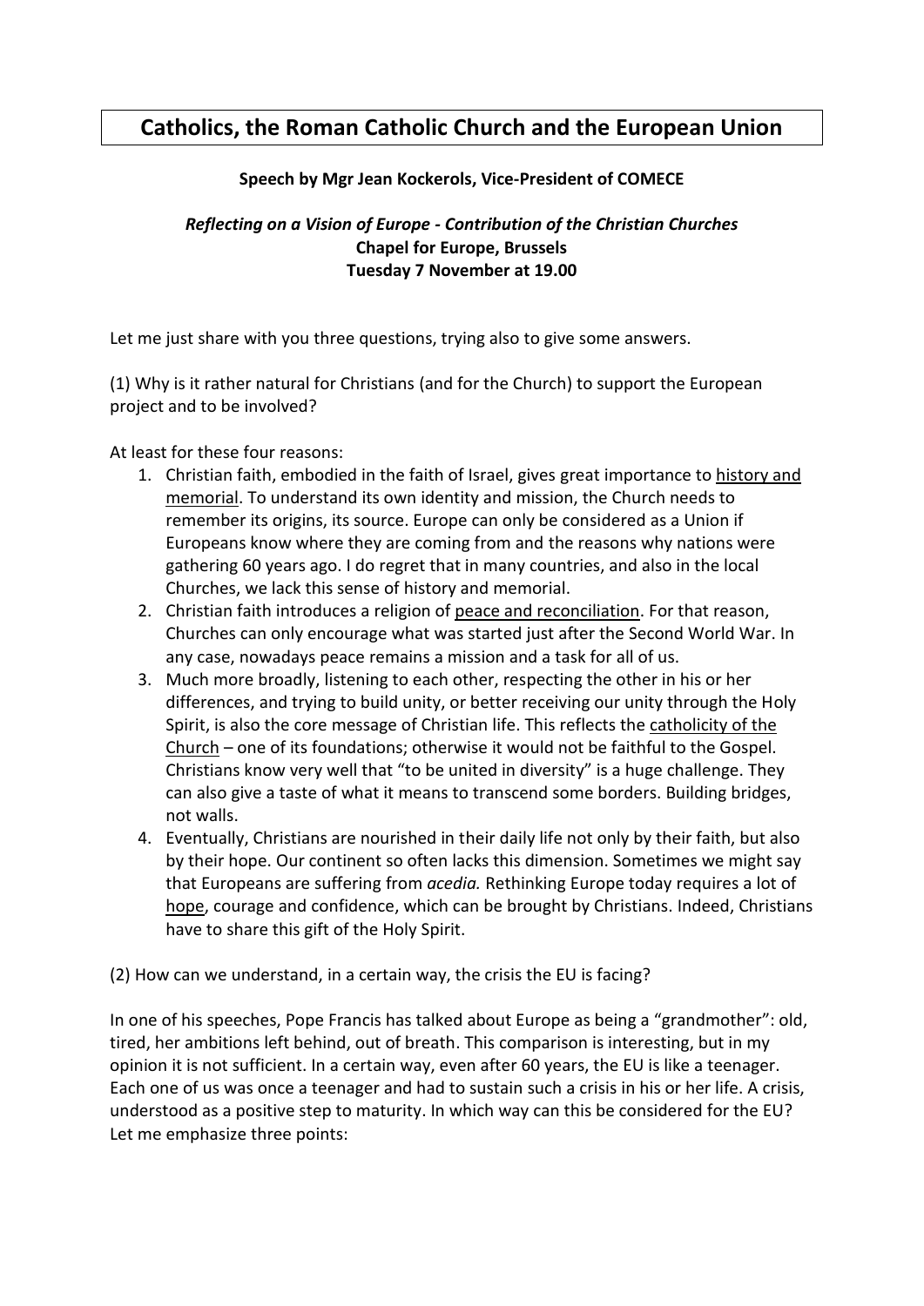# Catholics, the Roman Catholic Church and the European Union

**Speech by Mgr Jean Kockerols, Vice-President of COMECE**

***Reflecting on a Vision of Europe - Contribution of the Christian Churches***
**Chapel for Europe, Brussels**
**Tuesday 7 November at 19.00**

Let me just share with you three questions, trying also to give some answers.

(1) Why is it rather natural for Christians (and for the Church) to support the European project and to be involved?

At least for these four reasons:

1. Christian faith, embodied in the faith of Israel, gives great importance to <u>history and memorial</u>. To understand its own identity and mission, the Church needs to remember its origins, its source. Europe can only be considered as a Union if Europeans know where they are coming from and the reasons why nations were gathering 60 years ago. I do regret that in many countries, and also in the local Churches, we lack this sense of history and memorial.
2. Christian faith introduces a religion of <u>peace and reconciliation</u>. For that reason, Churches can only encourage what was started just after the Second World War. In any case, nowadays peace remains a mission and a task for all of us.
3. Much more broadly, listening to each other, respecting the other in his or her differences, and trying to build unity, or better receiving our unity through the Holy Spirit, is also the core message of Christian life. This reflects the <u>catholicity of the Church</u> – one of its foundations; otherwise it would not be faithful to the Gospel. Christians know very well that "to be united in diversity" is a huge challenge. They can also give a taste of what it means to transcend some borders. Building bridges, not walls.
4. Eventually, Christians are nourished in their daily life not only by their faith, but also by their hope. Our continent so often lacks this dimension. Sometimes we might say that Europeans are suffering from *acedia.* Rethinking Europe today requires a lot of <u>hope</u>, courage and confidence, which can be brought by Christians. Indeed, Christians have to share this gift of the Holy Spirit.

(2) How can we understand, in a certain way, the crisis the EU is facing?

In one of his speeches, Pope Francis has talked about Europe as being a "grandmother": old, tired, her ambitions left behind, out of breath. This comparison is interesting, but in my opinion it is not sufficient. In a certain way, even after 60 years, the EU is like a teenager. Each one of us was once a teenager and had to sustain such a crisis in his or her life. A crisis, understood as a positive step to maturity. In which way can this be considered for the EU? Let me emphasize three points: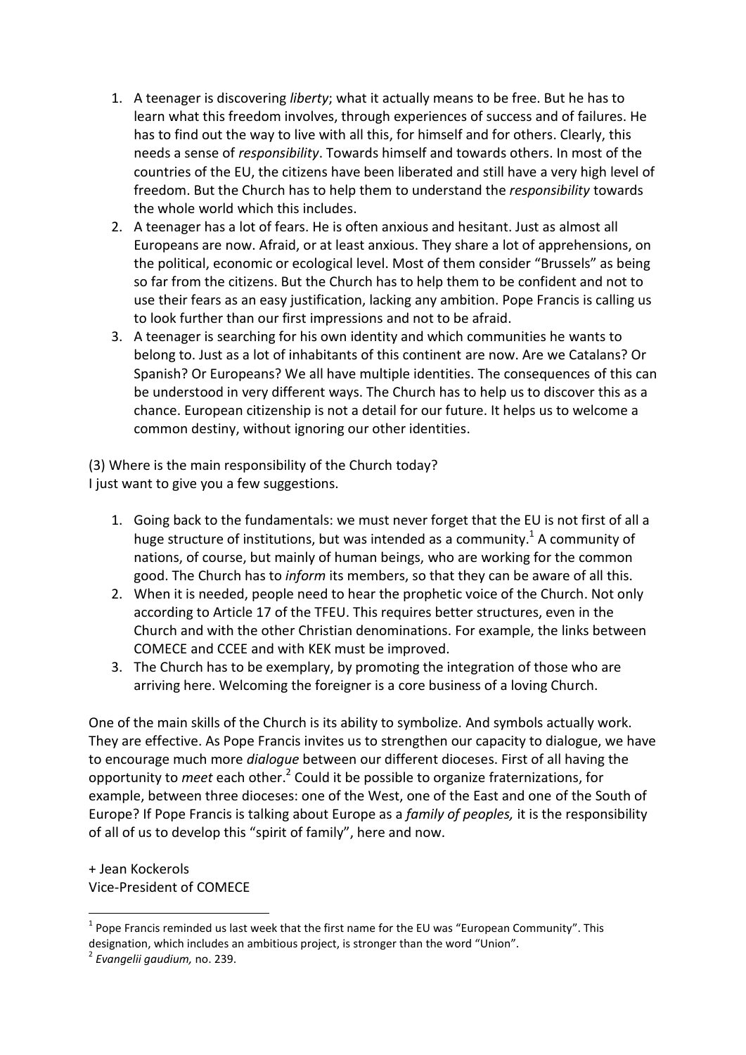1. A teenager is discovering *liberty*; what it actually means to be free. But he has to learn what this freedom involves, through experiences of success and of failures. He has to find out the way to live with all this, for himself and for others. Clearly, this needs a sense of *responsibility*. Towards himself and towards others. In most of the countries of the EU, the citizens have been liberated and still have a very high level of freedom. But the Church has to help them to understand the *responsibility* towards the whole world which this includes.
2. A teenager has a lot of fears. He is often anxious and hesitant. Just as almost all Europeans are now. Afraid, or at least anxious. They share a lot of apprehensions, on the political, economic or ecological level. Most of them consider "Brussels" as being so far from the citizens. But the Church has to help them to be confident and not to use their fears as an easy justification, lacking any ambition. Pope Francis is calling us to look further than our first impressions and not to be afraid.
3. A teenager is searching for his own identity and which communities he wants to belong to. Just as a lot of inhabitants of this continent are now. Are we Catalans? Or Spanish? Or Europeans? We all have multiple identities. The consequences of this can be understood in very different ways. The Church has to help us to discover this as a chance. European citizenship is not a detail for our future. It helps us to welcome a common destiny, without ignoring our other identities.

(3) Where is the main responsibility of the Church today?
I just want to give you a few suggestions.

1. Going back to the fundamentals: we must never forget that the EU is not first of all a huge structure of institutions, but was intended as a community.[1] A community of nations, of course, but mainly of human beings, who are working for the common good. The Church has to *inform* its members, so that they can be aware of all this.
2. When it is needed, people need to hear the prophetic voice of the Church. Not only according to Article 17 of the TFEU. This requires better structures, even in the Church and with the other Christian denominations. For example, the links between COMECE and CCEE and with KEK must be improved.
3. The Church has to be exemplary, by promoting the integration of those who are arriving here. Welcoming the foreigner is a core business of a loving Church.

One of the main skills of the Church is its ability to symbolize. And symbols actually work. They are effective. As Pope Francis invites us to strengthen our capacity to dialogue, we have to encourage much more *dialogue* between our different dioceses. First of all having the opportunity to *meet* each other.[2] Could it be possible to organize fraternizations, for example, between three dioceses: one of the West, one of the East and one of the South of Europe? If Pope Francis is talking about Europe as a *family of peoples,* it is the responsibility of all of us to develop this "spirit of family", here and now.

+ Jean Kockerols
Vice-President of COMECE

---

[1] Pope Francis reminded us last week that the first name for the EU was "European Community". This designation, which includes an ambitious project, is stronger than the word "Union".

[2] *Evangelii gaudium,* no. 239.